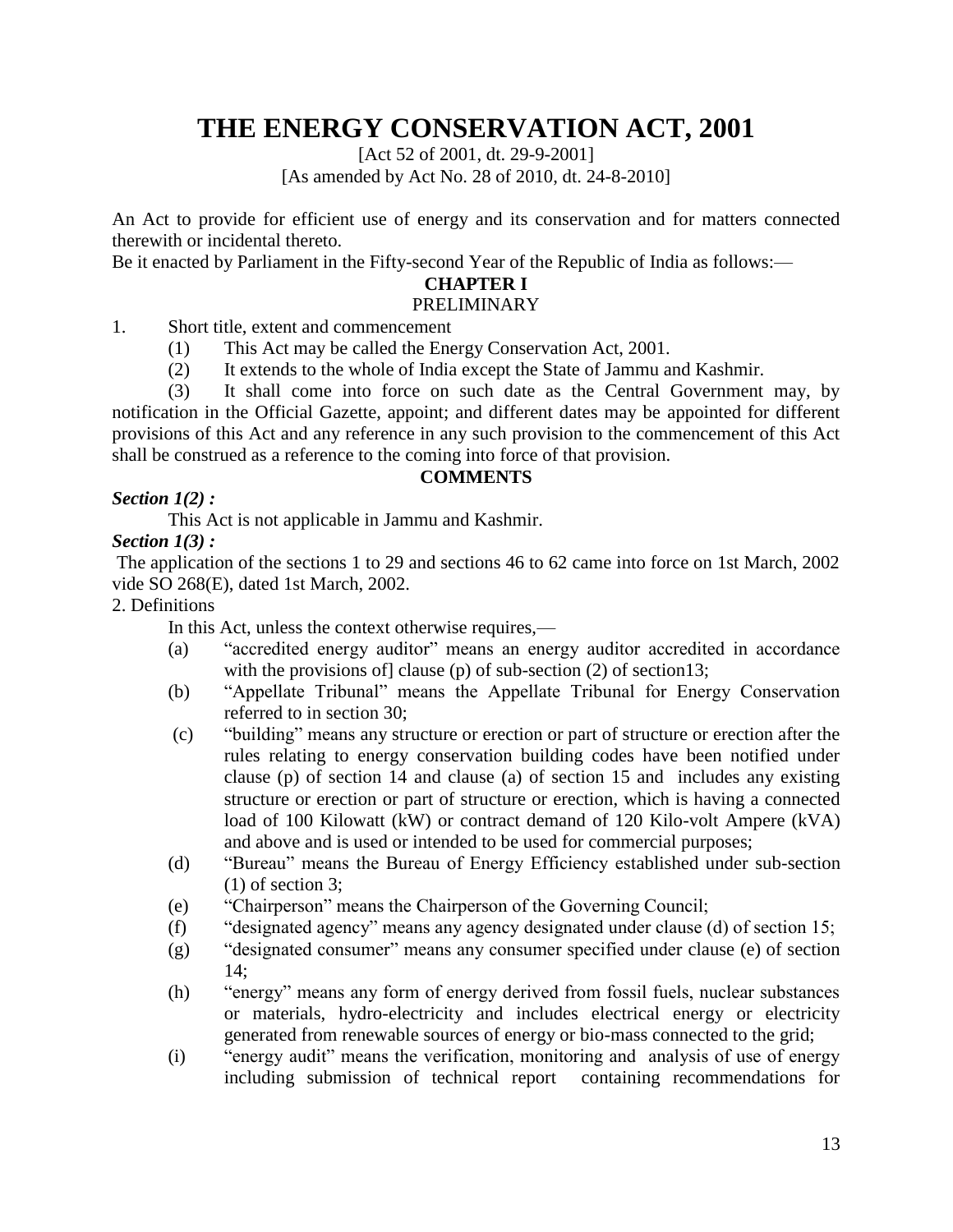# THE ENERGY CONSERVATION ACT, 2001

[Act 52 of 2001, dt. 29-9-2001]
[As amended by Act No. 28 of 2010, dt. 24-8-2010]

An Act to provide for efficient use of energy and its conservation and for matters connected therewith or incidental thereto.

Be it enacted by Parliament in the Fifty-second Year of the Republic of India as follows:—

## CHAPTER I

### PRELIMINARY

1. Short title, extent and commencement

 (1) This Act may be called the Energy Conservation Act, 2001.

 (2) It extends to the whole of India except the State of Jammu and Kashmir.

 (3) It shall come into force on such date as the Central Government may, by notification in the Official Gazette, appoint; and different dates may be appointed for different provisions of this Act and any reference in any such provision to the commencement of this Act shall be construed as a reference to the coming into force of that provision.

**COMMENTS**

***Section 1(2) :***

This Act is not applicable in Jammu and Kashmir.

***Section 1(3) :***

The application of the sections 1 to 29 and sections 46 to 62 came into force on 1st March, 2002 vide SO 268(E), dated 1st March, 2002.

2. Definitions

In this Act, unless the context otherwise requires,—

(a) "accredited energy auditor" means an energy auditor accredited in accordance with the provisions of] clause (p) of sub-section (2) of section13;

(b) "Appellate Tribunal" means the Appellate Tribunal for Energy Conservation referred to in section 30;

(c) "building" means any structure or erection or part of structure or erection after the rules relating to energy conservation building codes have been notified under clause (p) of section 14 and clause (a) of section 15 and includes any existing structure or erection or part of structure or erection, which is having a connected load of 100 Kilowatt (kW) or contract demand of 120 Kilo-volt Ampere (kVA) and above and is used or intended to be used for commercial purposes;

(d) "Bureau" means the Bureau of Energy Efficiency established under sub-section (1) of section 3;

(e) "Chairperson" means the Chairperson of the Governing Council;

(f) "designated agency" means any agency designated under clause (d) of section 15;

(g) "designated consumer" means any consumer specified under clause (e) of section 14;

(h) "energy" means any form of energy derived from fossil fuels, nuclear substances or materials, hydro-electricity and includes electrical energy or electricity generated from renewable sources of energy or bio-mass connected to the grid;

(i) "energy audit" means the verification, monitoring and analysis of use of energy including submission of technical report containing recommendations for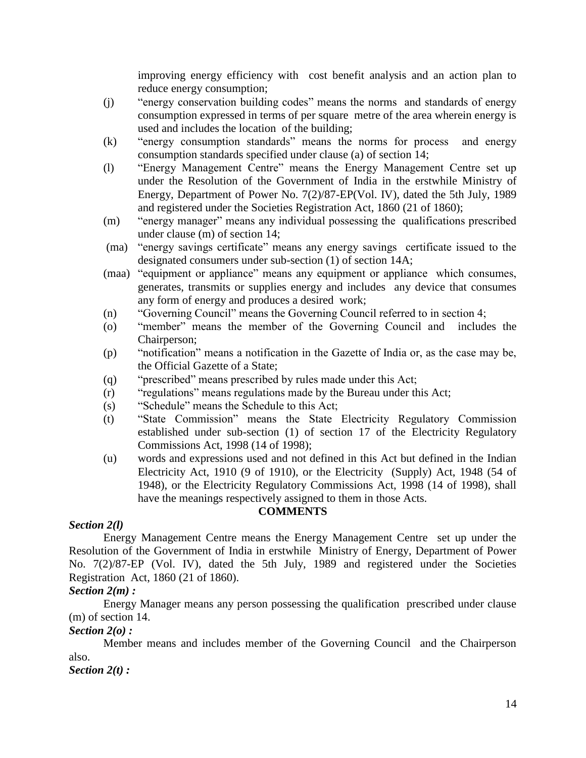improving energy efficiency with cost benefit analysis and an action plan to reduce energy consumption;

(j) "energy conservation building codes" means the norms and standards of energy consumption expressed in terms of per square metre of the area wherein energy is used and includes the location of the building;

(k) "energy consumption standards" means the norms for process and energy consumption standards specified under clause (a) of section 14;

(l) "Energy Management Centre" means the Energy Management Centre set up under the Resolution of the Government of India in the erstwhile Ministry of Energy, Department of Power No. 7(2)/87-EP(Vol. IV), dated the 5th July, 1989 and registered under the Societies Registration Act, 1860 (21 of 1860);

(m) "energy manager" means any individual possessing the qualifications prescribed under clause (m) of section 14;

(ma) "energy savings certificate" means any energy savings certificate issued to the designated consumers under sub-section (1) of section 14A;

(maa) "equipment or appliance" means any equipment or appliance which consumes, generates, transmits or supplies energy and includes any device that consumes any form of energy and produces a desired work;

(n) "Governing Council" means the Governing Council referred to in section 4;

(o) "member" means the member of the Governing Council and includes the Chairperson;

(p) "notification" means a notification in the Gazette of India or, as the case may be, the Official Gazette of a State;

(q) "prescribed" means prescribed by rules made under this Act;

(r) "regulations" means regulations made by the Bureau under this Act;

(s) "Schedule" means the Schedule to this Act;

(t) "State Commission" means the State Electricity Regulatory Commission established under sub-section (1) of section 17 of the Electricity Regulatory Commissions Act, 1998 (14 of 1998);

(u) words and expressions used and not defined in this Act but defined in the Indian Electricity Act, 1910 (9 of 1910), or the Electricity (Supply) Act, 1948 (54 of 1948), or the Electricity Regulatory Commissions Act, 1998 (14 of 1998), shall have the meanings respectively assigned to them in those Acts.

**COMMENTS**

***Section 2(l)***

Energy Management Centre means the Energy Management Centre set up under the Resolution of the Government of India in erstwhile Ministry of Energy, Department of Power No. 7(2)/87-EP (Vol. IV), dated the 5th July, 1989 and registered under the Societies Registration Act, 1860 (21 of 1860).

***Section 2(m) :***

Energy Manager means any person possessing the qualification prescribed under clause (m) of section 14.

***Section 2(o) :***

Member means and includes member of the Governing Council and the Chairperson also.

***Section 2(t) :***